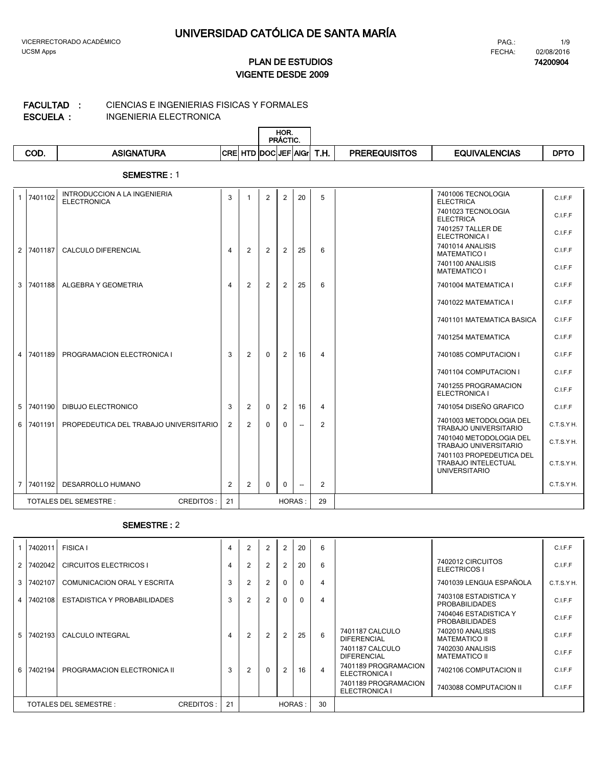# UNIVERSIDAD CATÓLICA DE SANTA MARÍA

VICERRECTORADO ACADÉMICO
UCSM Apps

FECHA: 02/08/2016

**74200904**

## PLAN DE ESTUDIOS
## VIGENTE DESDE 2009

**FACULTAD :** CIENCIAS E INGENIERIAS FISICAS Y FORMALES
**ESCUELA :** INGENIERIA ELECTRONICA

### SEMESTRE : 1

| | COD. | ASIGNATURA | CRE | HTD | HOR. PRÁCTIC. DOC | HOR. PRÁCTIC. JEF | AlGr | T.H. | PREREQUISITOS | EQUIVALENCIAS | DPTO |
|---|---|---|---|---|---|---|---|---|---|---|---|
| 1 | 7401102 | INTRODUCCION A LA INGENIERIA ELECTRONICA | 3 | 1 | 2 | 2 | 20 | 5 | | 7401006 TECNOLOGIA ELECTRICA | C.I.F.F |
| | | | | | | | | | | 7401023 TECNOLOGIA ELECTRICA | C.I.F.F |
| | | | | | | | | | | 7401257 TALLER DE ELECTRONICA I | C.I.F.F |
| 2 | 7401187 | CALCULO DIFERENCIAL | 4 | 2 | 2 | 2 | 25 | 6 | | 7401014 ANALISIS MATEMATICO I | C.I.F.F |
| | | | | | | | | | | 7401100 ANALISIS MATEMATICO I | C.I.F.F |
| 3 | 7401188 | ALGEBRA Y GEOMETRIA | 4 | 2 | 2 | 2 | 25 | 6 | | 7401004 MATEMATICA I | C.I.F.F |
| | | | | | | | | | | 7401022 MATEMATICA I | C.I.F.F |
| | | | | | | | | | | 7401101 MATEMATICA BASICA | C.I.F.F |
| | | | | | | | | | | 7401254 MATEMATICA | C.I.F.F |
| 4 | 7401189 | PROGRAMACION ELECTRONICA I | 3 | 2 | 0 | 2 | 16 | 4 | | 7401085 COMPUTACION I | C.I.F.F |
| | | | | | | | | | | 7401104 COMPUTACION I | C.I.F.F |
| | | | | | | | | | | 7401255 PROGRAMACION ELECTRONICA I | C.I.F.F |
| 5 | 7401190 | DIBUJO ELECTRONICO | 3 | 2 | 0 | 2 | 16 | 4 | | 7401054 DISEÑO GRAFICO | C.I.F.F |
| 6 | 7401191 | PROPEDEUTICA DEL TRABAJO UNIVERSITARIO | 2 | 2 | 0 | 0 | -- | 2 | | 7401003 METODOLOGIA DEL TRABAJO UNIVERSITARIO | C.T.S.Y H. |
| | | | | | | | | | | 7401040 METODOLOGIA DEL TRABAJO UNIVERSITARIO | C.T.S.Y H. |
| | | | | | | | | | | 7401103 PROPEDEUTICA DEL TRABAJO INTELECTUAL UNIVERSITARIO | C.T.S.Y H. |
| 7 | 7401192 | DESARROLLO HUMANO | 2 | 2 | 0 | 0 | -- | 2 | | | C.T.S.Y H. |
| | TOTALES DEL SEMESTRE : | CREDITOS : | 21 | | | HORAS : | | 29 | | | |

### SEMESTRE : 2

| | COD. | ASIGNATURA | CRE | HTD | HOR. PRÁCTIC. DOC | HOR. PRÁCTIC. JEF | AlGr | T.H. | PREREQUISITOS | EQUIVALENCIAS | DPTO |
|---|---|---|---|---|---|---|---|---|---|---|---|
| 1 | 7402011 | FISICA I | 4 | 2 | 2 | 2 | 20 | 6 | | | C.I.F.F |
| 2 | 7402042 | CIRCUITOS ELECTRICOS I | 4 | 2 | 2 | 2 | 20 | 6 | | 7402012 CIRCUITOS ELECTRICOS I | C.I.F.F |
| 3 | 7402107 | COMUNICACION ORAL Y ESCRITA | 3 | 2 | 2 | 0 | 0 | 4 | | 7401039 LENGUA ESPAÑOLA | C.T.S.Y H. |
| 4 | 7402108 | ESTADISTICA Y PROBABILIDADES | 3 | 2 | 2 | 0 | 0 | 4 | | 7403108 ESTADISTICA Y PROBABILIDADES | C.I.F.F |
| | | | | | | | | | | 7404046 ESTADISTICA Y PROBABILIDADES | C.I.F.F |
| 5 | 7402193 | CALCULO INTEGRAL | 4 | 2 | 2 | 2 | 25 | 6 | 7401187 CALCULO DIFERENCIAL | 7402010 ANALISIS MATEMATICO II | C.I.F.F |
| | | | | | | | | | 7401187 CALCULO DIFERENCIAL | 7402030 ANALISIS MATEMATICO II | C.I.F.F |
| 6 | 7402194 | PROGRAMACION ELECTRONICA II | 3 | 2 | 0 | 2 | 16 | 4 | 7401189 PROGRAMACION ELECTRONICA I | 7402106 COMPUTACION II | C.I.F.F |
| | | | | | | | | | 7401189 PROGRAMACION ELECTRONICA I | 7403088 COMPUTACION II | C.I.F.F |
| | TOTALES DEL SEMESTRE : | CREDITOS : | 21 | | | HORAS : | | 30 | | | |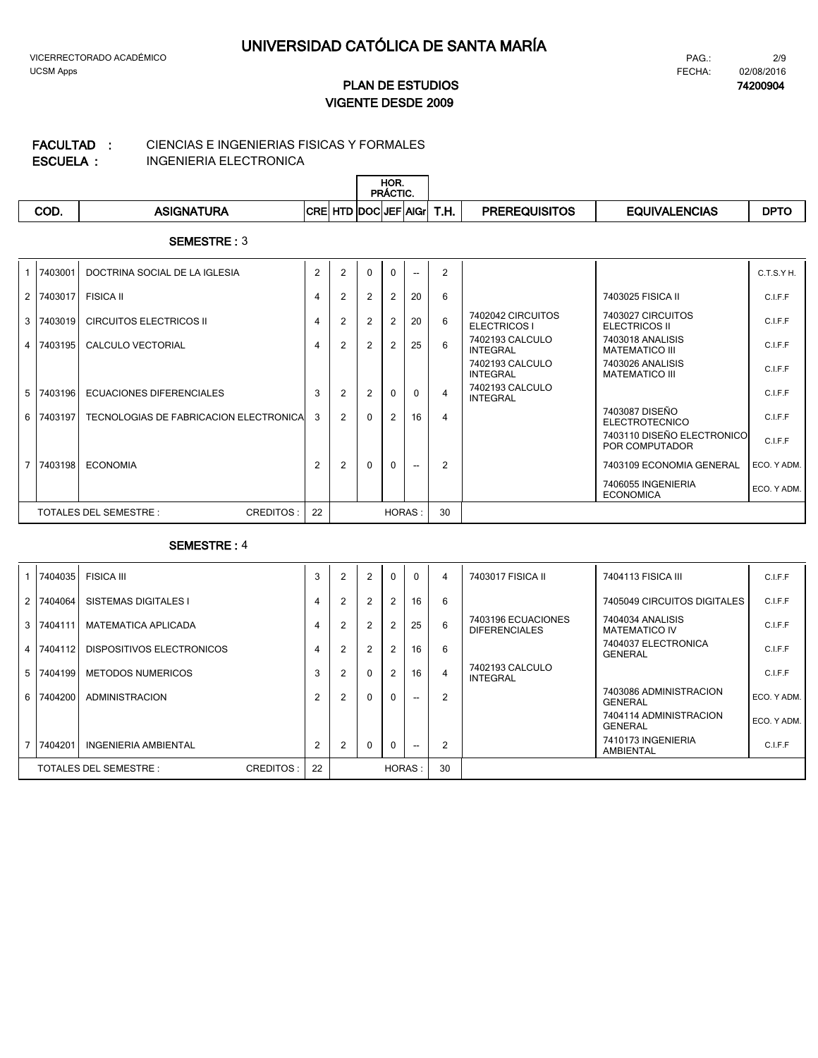# UNIVERSIDAD CATÓLICA DE SANTA MARÍA

VICERRECTORADO ACADÉMICO
UCSM Apps

FECHA: 02/08/2016
74200904

## PLAN DE ESTUDIOS
## VIGENTE DESDE 2009

**FACULTAD :** CIENCIAS E INGENIERIAS FISICAS Y FORMALES
**ESCUELA :** INGENIERIA ELECTRONICA

**SEMESTRE :** 3

| | COD. | ASIGNATURA | CRE | HTD | HOR. PRÁCTIC. DOC | JEF | AlGr | T.H. | PREREQUISITOS | EQUIVALENCIAS | DPTO |
|---|---|---|---|---|---|---|---|---|---|---|---|
| 1 | 7403001 | DOCTRINA SOCIAL DE LA IGLESIA | 2 | 2 | 0 | 0 | -- | 2 | | | C.T.S.Y H. |
| 2 | 7403017 | FISICA II | 4 | 2 | 2 | 2 | 20 | 6 | | 7403025 FISICA II | C.I.F.F |
| 3 | 7403019 | CIRCUITOS ELECTRICOS II | 4 | 2 | 2 | 2 | 20 | 6 | 7402042 CIRCUITOS ELECTRICOS I | 7403027 CIRCUITOS ELECTRICOS II | C.I.F.F |
| 4 | 7403195 | CALCULO VECTORIAL | 4 | 2 | 2 | 2 | 25 | 6 | 7402193 CALCULO INTEGRAL | 7403018 ANALISIS MATEMATICO III | C.I.F.F |
| | | | | | | | | | 7402193 CALCULO INTEGRAL | 7403026 ANALISIS MATEMATICO III | C.I.F.F |
| 5 | 7403196 | ECUACIONES DIFERENCIALES | 3 | 2 | 2 | 0 | 0 | 4 | 7402193 CALCULO INTEGRAL | | C.I.F.F |
| 6 | 7403197 | TECNOLOGIAS DE FABRICACION ELECTRONICA | 3 | 2 | 0 | 2 | 16 | 4 | | 7403087 DISEÑO ELECTROTECNICO | C.I.F.F |
| | | | | | | | | | | 7403110 DISEÑO ELECTRONICO POR COMPUTADOR | C.I.F.F |
| 7 | 7403198 | ECONOMIA | 2 | 2 | 0 | 0 | -- | 2 | | 7403109 ECONOMIA GENERAL | ECO. Y ADM. |
| | | | | | | | | | | 7406055 INGENIERIA ECONOMICA | ECO. Y ADM. |
| | TOTALES DEL SEMESTRE : | CREDITOS : | 22 | | | HORAS : | | 30 | | | |

**SEMESTRE :** 4

| | COD. | ASIGNATURA | CRE | HTD | HOR. PRÁCTIC. DOC | JEF | AlGr | T.H. | PREREQUISITOS | EQUIVALENCIAS | DPTO |
|---|---|---|---|---|---|---|---|---|---|---|---|
| 1 | 7404035 | FISICA III | 3 | 2 | 2 | 0 | 0 | 4 | 7403017 FISICA II | 7404113 FISICA III | C.I.F.F |
| 2 | 7404064 | SISTEMAS DIGITALES I | 4 | 2 | 2 | 2 | 16 | 6 | | 7405049 CIRCUITOS DIGITALES | C.I.F.F |
| 3 | 7404111 | MATEMATICA APLICADA | 4 | 2 | 2 | 2 | 25 | 6 | 7403196 ECUACIONES DIFERENCIALES | 7404034 ANALISIS MATEMATICO IV | C.I.F.F |
| 4 | 7404112 | DISPOSITIVOS ELECTRONICOS | 4 | 2 | 2 | 2 | 16 | 6 | | 7404037 ELECTRONICA GENERAL | C.I.F.F |
| 5 | 7404199 | METODOS NUMERICOS | 3 | 2 | 0 | 2 | 16 | 4 | 7402193 CALCULO INTEGRAL | | C.I.F.F |
| 6 | 7404200 | ADMINISTRACION | 2 | 2 | 0 | 0 | -- | 2 | | 7403086 ADMINISTRACION GENERAL | ECO. Y ADM. |
| | | | | | | | | | | 7404114 ADMINISTRACION GENERAL | ECO. Y ADM. |
| 7 | 7404201 | INGENIERIA AMBIENTAL | 2 | 2 | 0 | 0 | -- | 2 | | 7410173 INGENIERIA AMBIENTAL | C.I.F.F |
| | TOTALES DEL SEMESTRE : | CREDITOS : | 22 | | | HORAS : | | 30 | | | |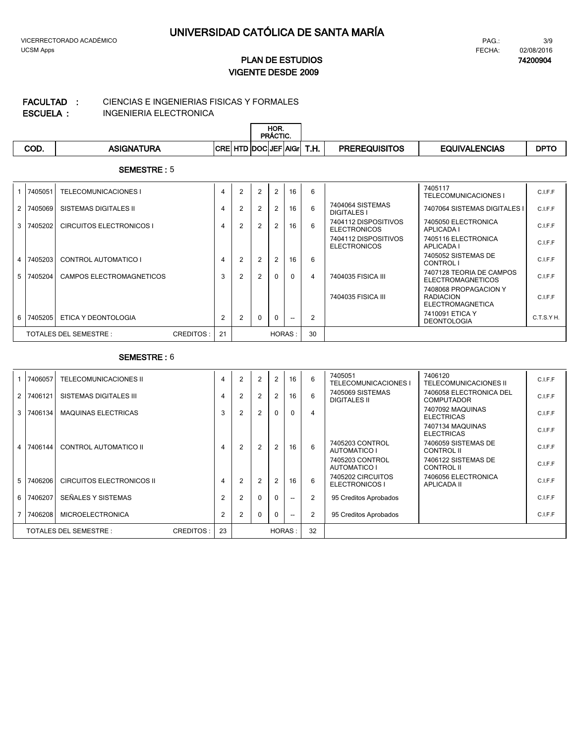# UNIVERSIDAD CATÓLICA DE SANTA MARÍA

VICERRECTORADO ACADÉMICO
UCSM Apps

PAG.: 3/9
FECHA: 02/08/2016
**74200904**

## PLAN DE ESTUDIOS
## VIGENTE DESDE 2009

**FACULTAD :** CIENCIAS E INGENIERIAS FISICAS Y FORMALES
**ESCUELA :** INGENIERIA ELECTRONICA

**SEMESTRE :** 5

| | COD. | ASIGNATURA | CRE | HTD | HOR. PRÁCTIC. DOC | JEF | AIGr | T.H. | PREREQUISITOS | EQUIVALENCIAS | DPTO |
|---|---|---|---|---|---|---|---|---|---|---|---|
| 1 | 7405051 | TELECOMUNICACIONES I | 4 | 2 | 2 | 2 | 16 | 6 | | 7405117 TELECOMUNICACIONES I | C.I.F.F |
| 2 | 7405069 | SISTEMAS DIGITALES II | 4 | 2 | 2 | 2 | 16 | 6 | 7404064 SISTEMAS DIGITALES I | 7407064 SISTEMAS DIGITALES I | C.I.F.F |
| 3 | 7405202 | CIRCUITOS ELECTRONICOS I | 4 | 2 | 2 | 2 | 16 | 6 | 7404112 DISPOSITIVOS ELECTRONICOS | 7405050 ELECTRONICA APLICADA I | C.I.F.F |
| | | | | | | | | | 7404112 DISPOSITIVOS ELECTRONICOS | 7405116 ELECTRONICA APLICADA I | C.I.F.F |
| 4 | 7405203 | CONTROL AUTOMATICO I | 4 | 2 | 2 | 2 | 16 | 6 | | 7405052 SISTEMAS DE CONTROL I | C.I.F.F |
| 5 | 7405204 | CAMPOS ELECTROMAGNETICOS | 3 | 2 | 2 | 0 | 0 | 4 | 7404035 FISICA III | 7407128 TEORIA DE CAMPOS ELECTROMAGNETICOS | C.I.F.F |
| | | | | | | | | | 7404035 FISICA III | 7408068 PROPAGACION Y RADIACION ELECTROMAGNETICA | C.I.F.F |
| 6 | 7405205 | ETICA Y DEONTOLOGIA | 2 | 2 | 0 | 0 | -- | 2 | | 7410091 ETICA Y DEONTOLOGIA | C.T.S.Y H. |
| | TOTALES DEL SEMESTRE : | CREDITOS : | 21 | | | | HORAS : | 30 | | | |

**SEMESTRE :** 6

| | COD. | ASIGNATURA | CRE | HTD | HOR. PRÁCTIC. DOC | JEF | AIGr | T.H. | PREREQUISITOS | EQUIVALENCIAS | DPTO |
|---|---|---|---|---|---|---|---|---|---|---|---|
| 1 | 7406057 | TELECOMUNICACIONES II | 4 | 2 | 2 | 2 | 16 | 6 | 7405051 TELECOMUNICACIONES I | 7406120 TELECOMUNICACIONES II | C.I.F.F |
| 2 | 7406121 | SISTEMAS DIGITALES III | 4 | 2 | 2 | 2 | 16 | 6 | 7405069 SISTEMAS DIGITALES II | 7406058 ELECTRONICA DEL COMPUTADOR | C.I.F.F |
| 3 | 7406134 | MAQUINAS ELECTRICAS | 3 | 2 | 2 | 0 | 0 | 4 | | 7407092 MAQUINAS ELECTRICAS | C.I.F.F |
| | | | | | | | | | | 7407134 MAQUINAS ELECTRICAS | C.I.F.F |
| 4 | 7406144 | CONTROL AUTOMATICO II | 4 | 2 | 2 | 2 | 16 | 6 | 7405203 CONTROL AUTOMATICO I | 7406059 SISTEMAS DE CONTROL II | C.I.F.F |
| | | | | | | | | | 7405203 CONTROL AUTOMATICO I | 7406122 SISTEMAS DE CONTROL II | C.I.F.F |
| 5 | 7406206 | CIRCUITOS ELECTRONICOS II | 4 | 2 | 2 | 2 | 16 | 6 | 7405202 CIRCUITOS ELECTRONICOS I | 7406056 ELECTRONICA APLICADA II | C.I.F.F |
| 6 | 7406207 | SEÑALES Y SISTEMAS | 2 | 2 | 0 | 0 | -- | 2 | 95 Creditos Aprobados | | C.I.F.F |
| 7 | 7406208 | MICROELECTRONICA | 2 | 2 | 0 | 0 | -- | 2 | 95 Creditos Aprobados | | C.I.F.F |
| | TOTALES DEL SEMESTRE : | CREDITOS : | 23 | | | | HORAS : | 32 | | | |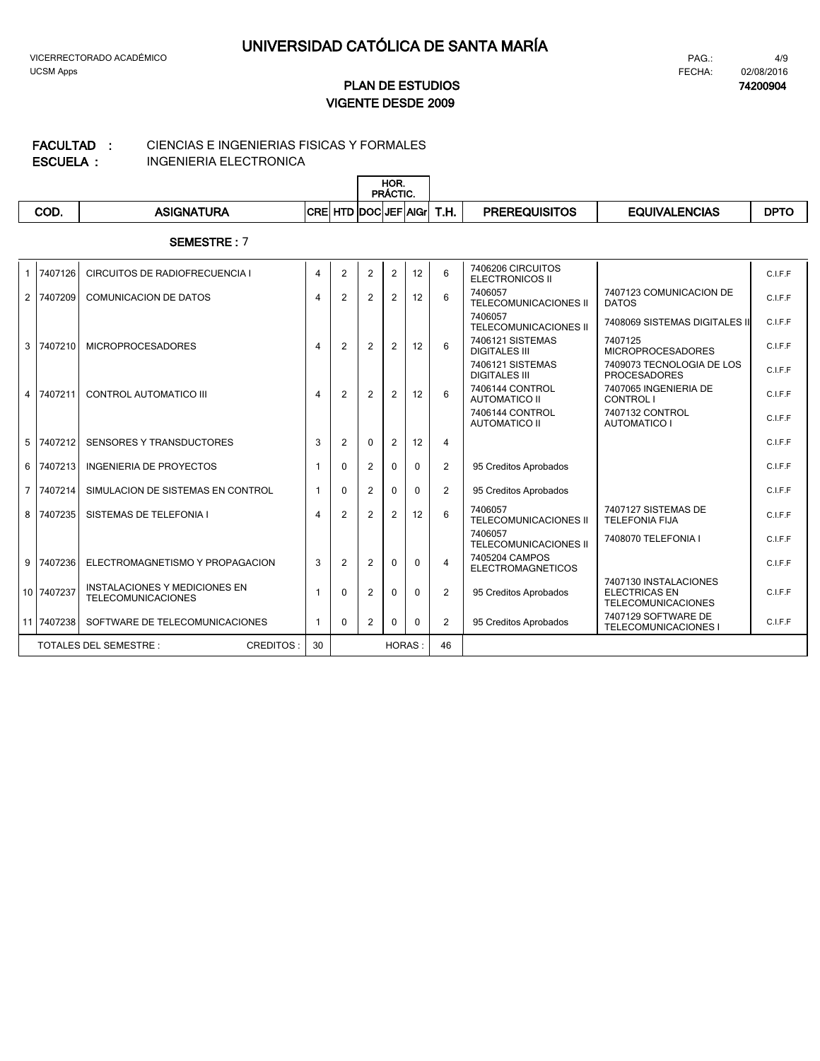# UNIVERSIDAD CATÓLICA DE SANTA MARÍA

VICERRECTORADO ACADÉMICO
UCSM Apps

FECHA: 02/08/2016

**74200904**

## PLAN DE ESTUDIOS
## VIGENTE DESDE 2009

**FACULTAD :** CIENCIAS E INGENIERIAS FISICAS Y FORMALES
**ESCUELA :** INGENIERIA ELECTRONICA

**SEMESTRE :** 7

| | COD. | ASIGNATURA | CRE | HTD | HOR. PRÁCTIC. DOC | JEF | AIGr | T.H. | PREREQUISITOS | EQUIVALENCIAS | DPTO |
|---|---|---|---|---|---|---|---|---|---|---|---|
| 1 | 7407126 | CIRCUITOS DE RADIOFRECUENCIA I | 4 | 2 | 2 | 2 | 12 | 6 | 7406206 CIRCUITOS ELECTRONICOS II | | C.I.F.F |
| 2 | 7407209 | COMUNICACION DE DATOS | 4 | 2 | 2 | 2 | 12 | 6 | 7406057 TELECOMUNICACIONES II | 7407123 COMUNICACION DE DATOS | C.I.F.F |
| | | | | | | | | | 7406057 TELECOMUNICACIONES II | 7408069 SISTEMAS DIGITALES II | C.I.F.F |
| 3 | 7407210 | MICROPROCESADORES | 4 | 2 | 2 | 2 | 12 | 6 | 7406121 SISTEMAS DIGITALES III | 7407125 MICROPROCESADORES | C.I.F.F |
| | | | | | | | | | 7406121 SISTEMAS DIGITALES III | 7409073 TECNOLOGIA DE LOS PROCESADORES | C.I.F.F |
| 4 | 7407211 | CONTROL AUTOMATICO III | 4 | 2 | 2 | 2 | 12 | 6 | 7406144 CONTROL AUTOMATICO II | 7407065 INGENIERIA DE CONTROL I | C.I.F.F |
| | | | | | | | | | 7406144 CONTROL AUTOMATICO II | 7407132 CONTROL AUTOMATICO I | C.I.F.F |
| 5 | 7407212 | SENSORES Y TRANSDUCTORES | 3 | 2 | 0 | 2 | 12 | 4 | | | C.I.F.F |
| 6 | 7407213 | INGENIERIA DE PROYECTOS | 1 | 0 | 2 | 0 | 0 | 2 | 95 Creditos Aprobados | | C.I.F.F |
| 7 | 7407214 | SIMULACION DE SISTEMAS EN CONTROL | 1 | 0 | 2 | 0 | 0 | 2 | 95 Creditos Aprobados | | C.I.F.F |
| 8 | 7407235 | SISTEMAS DE TELEFONIA I | 4 | 2 | 2 | 2 | 12 | 6 | 7406057 TELECOMUNICACIONES II | 7407127 SISTEMAS DE TELEFONIA FIJA | C.I.F.F |
| | | | | | | | | | 7406057 TELECOMUNICACIONES II | 7408070 TELEFONIA I | C.I.F.F |
| 9 | 7407236 | ELECTROMAGNETISMO Y PROPAGACION | 3 | 2 | 2 | 0 | 0 | 4 | 7405204 CAMPOS ELECTROMAGNETICOS | | C.I.F.F |
| 10 | 7407237 | INSTALACIONES Y MEDICIONES EN TELECOMUNICACIONES | 1 | 0 | 2 | 0 | 0 | 2 | 95 Creditos Aprobados | 7407130 INSTALACIONES ELECTRICAS EN TELECOMUNICACIONES | C.I.F.F |
| 11 | 7407238 | SOFTWARE DE TELECOMUNICACIONES | 1 | 0 | 2 | 0 | 0 | 2 | 95 Creditos Aprobados | 7407129 SOFTWARE DE TELECOMUNICACIONES I | C.I.F.F |
| | TOTALES DEL SEMESTRE : | CREDITOS : | 30 | | | HORAS : | | 46 | | | |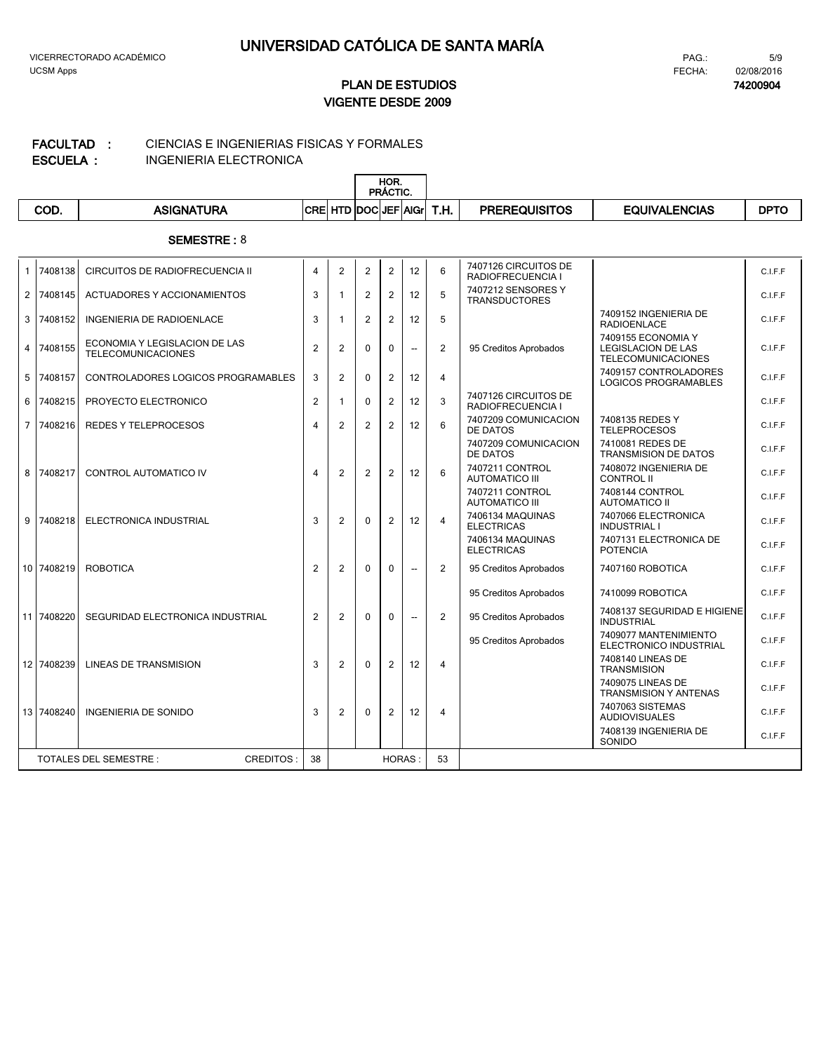# UNIVERSIDAD CATÓLICA DE SANTA MARÍA

VICERRECTORADO ACADÉMICO
UCSM Apps

FECHA: 02/08/2016
**74200904**

## PLAN DE ESTUDIOS
## VIGENTE DESDE 2009

**FACULTAD :** CIENCIAS E INGENIERIAS FISICAS Y FORMALES
**ESCUELA :** INGENIERIA ELECTRONICA

**SEMESTRE :** 8

| | COD. | ASIGNATURA | CRE | HTD | HOR. PRÁCTIC. DOC | JEF | AIGr | T.H. | PREREQUISITOS | EQUIVALENCIAS | DPTO |
|---|---|---|---|---|---|---|---|---|---|---|---|
| 1 | 7408138 | CIRCUITOS DE RADIOFRECUENCIA II | 4 | 2 | 2 | 2 | 12 | 6 | 7407126 CIRCUITOS DE RADIOFRECUENCIA I | | C.I.F.F |
| 2 | 7408145 | ACTUADORES Y ACCIONAMIENTOS | 3 | 1 | 2 | 2 | 12 | 5 | 7407212 SENSORES Y TRANSDUCTORES | | C.I.F.F |
| 3 | 7408152 | INGENIERIA DE RADIOENLACE | 3 | 1 | 2 | 2 | 12 | 5 | | 7409152 INGENIERIA DE RADIOENLACE | C.I.F.F |
| 4 | 7408155 | ECONOMIA Y LEGISLACION DE LAS TELECOMUNICACIONES | 2 | 2 | 0 | 0 | -- | 2 | 95 Creditos Aprobados | 7409155 ECONOMIA Y LEGISLACION DE LAS TELECOMUNICACIONES | C.I.F.F |
| 5 | 7408157 | CONTROLADORES LOGICOS PROGRAMABLES | 3 | 2 | 0 | 2 | 12 | 4 | | 7409157 CONTROLADORES LOGICOS PROGRAMABLES | C.I.F.F |
| 6 | 7408215 | PROYECTO ELECTRONICO | 2 | 1 | 0 | 2 | 12 | 3 | 7407126 CIRCUITOS DE RADIOFRECUENCIA I | | C.I.F.F |
| 7 | 7408216 | REDES Y TELEPROCESOS | 4 | 2 | 2 | 2 | 12 | 6 | 7407209 COMUNICACION DE DATOS | 7408135 REDES Y TELEPROCESOS | C.I.F.F |
| | | | | | | | | | 7407209 COMUNICACION DE DATOS | 7410081 REDES DE TRANSMISION DE DATOS | C.I.F.F |
| 8 | 7408217 | CONTROL AUTOMATICO IV | 4 | 2 | 2 | 2 | 12 | 6 | 7407211 CONTROL AUTOMATICO III | 7408072 INGENIERIA DE CONTROL II | C.I.F.F |
| | | | | | | | | | 7407211 CONTROL AUTOMATICO III | 7408144 CONTROL AUTOMATICO II | C.I.F.F |
| 9 | 7408218 | ELECTRONICA INDUSTRIAL | 3 | 2 | 0 | 2 | 12 | 4 | 7406134 MAQUINAS ELECTRICAS | 7407066 ELECTRONICA INDUSTRIAL I | C.I.F.F |
| | | | | | | | | | 7406134 MAQUINAS ELECTRICAS | 7407131 ELECTRONICA DE POTENCIA | C.I.F.F |
| 10 | 7408219 | ROBOTICA | 2 | 2 | 0 | 0 | -- | 2 | 95 Creditos Aprobados | 7407160 ROBOTICA | C.I.F.F |
| | | | | | | | | | 95 Creditos Aprobados | 7410099 ROBOTICA | C.I.F.F |
| 11 | 7408220 | SEGURIDAD ELECTRONICA INDUSTRIAL | 2 | 2 | 0 | 0 | -- | 2 | 95 Creditos Aprobados | 7408137 SEGURIDAD E HIGIENE INDUSTRIAL | C.I.F.F |
| | | | | | | | | | 95 Creditos Aprobados | 7409077 MANTENIMIENTO ELECTRONICO INDUSTRIAL | C.I.F.F |
| 12 | 7408239 | LINEAS DE TRANSMISION | 3 | 2 | 0 | 2 | 12 | 4 | | 7408140 LINEAS DE TRANSMISION | C.I.F.F |
| | | | | | | | | | | 7409075 LINEAS DE TRANSMISION Y ANTENAS | C.I.F.F |
| 13 | 7408240 | INGENIERIA DE SONIDO | 3 | 2 | 0 | 2 | 12 | 4 | | 7407063 SISTEMAS AUDIOVISUALES | C.I.F.F |
| | | | | | | | | | | 7408139 INGENIERIA DE SONIDO | C.I.F.F |
| | TOTALES DEL SEMESTRE : | CREDITOS : | 38 | | | HORAS : | | 53 | | | |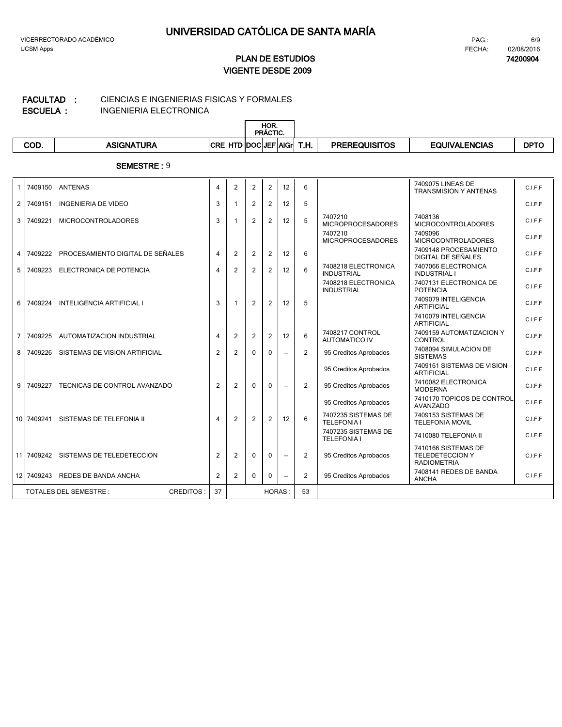# UNIVERSIDAD CATÓLICA DE SANTA MARÍA

VICERRECTORADO ACADÉMICO
UCSM Apps

FECHA: 02/08/2016
**74200904**

## PLAN DE ESTUDIOS
## VIGENTE DESDE 2009

**FACULTAD :** CIENCIAS E INGENIERIAS FISICAS Y FORMALES
**ESCUELA :** INGENIERIA ELECTRONICA

**SEMESTRE :** 9

| | COD. | ASIGNATURA | CRE | HTD | HOR. PRÁCTIC. DOC | JEF | AlGr | T.H. | PREREQUISITOS | EQUIVALENCIAS | DPTO |
|---|---|---|---|---|---|---|---|---|---|---|---|
| 1 | 7409150 | ANTENAS | 4 | 2 | 2 | 2 | 12 | 6 | | 7409075 LINEAS DE TRANSMISION Y ANTENAS | C.I.F.F |
| 2 | 7409151 | INGENIERIA DE VIDEO | 3 | 1 | 2 | 2 | 12 | 5 | | | C.I.F.F |
| 3 | 7409221 | MICROCONTROLADORES | 3 | 1 | 2 | 2 | 12 | 5 | 7407210 MICROPROCESADORES | 7408136 MICROCONTROLADORES | C.I.F.F |
| | | | | | | | | | 7407210 MICROPROCESADORES | 7409096 MICROCONTROLADORES | C.I.F.F |
| 4 | 7409222 | PROCESAMIENTO DIGITAL DE SEÑALES | 4 | 2 | 2 | 2 | 12 | 6 | | 7409148 PROCESAMIENTO DIGITAL DE SEÑALES | C.I.F.F |
| 5 | 7409223 | ELECTRONICA DE POTENCIA | 4 | 2 | 2 | 2 | 12 | 6 | 7408218 ELECTRONICA INDUSTRIAL | 7407066 ELECTRONICA INDUSTRIAL I | C.I.F.F |
| | | | | | | | | | 7408218 ELECTRONICA INDUSTRIAL | 7407131 ELECTRONICA DE POTENCIA | C.I.F.F |
| 6 | 7409224 | INTELIGENCIA ARTIFICIAL I | 3 | 1 | 2 | 2 | 12 | 5 | | 7409079 INTELIGENCIA ARTIFICIAL | C.I.F.F |
| | | | | | | | | | | 7410079 INTELIGENCIA ARTIFICIAL | C.I.F.F |
| 7 | 7409225 | AUTOMATIZACION INDUSTRIAL | 4 | 2 | 2 | 2 | 12 | 6 | 7408217 CONTROL AUTOMATICO IV | 7409159 AUTOMATIZACION Y CONTROL | C.I.F.F |
| 8 | 7409226 | SISTEMAS DE VISION ARTIFICIAL | 2 | 2 | 0 | 0 | -- | 2 | 95 Creditos Aprobados | 7408094 SIMULACION DE SISTEMAS | C.I.F.F |
| | | | | | | | | | 95 Creditos Aprobados | 7409161 SISTEMAS DE VISION ARTIFICIAL | C.I.F.F |
| 9 | 7409227 | TECNICAS DE CONTROL AVANZADO | 2 | 2 | 0 | 0 | -- | 2 | 95 Creditos Aprobados | 7410082 ELECTRONICA MODERNA | C.I.F.F |
| | | | | | | | | | 95 Creditos Aprobados | 7410170 TOPICOS DE CONTROL AVANZADO | C.I.F.F |
| 10 | 7409241 | SISTEMAS DE TELEFONIA II | 4 | 2 | 2 | 2 | 12 | 6 | 7407235 SISTEMAS DE TELEFONIA I | 7409153 SISTEMAS DE TELEFONIA MOVIL | C.I.F.F |
| | | | | | | | | | 7407235 SISTEMAS DE TELEFONIA I | 7410080 TELEFONIA II | C.I.F.F |
| 11 | 7409242 | SISTEMAS DE TELEDETECCION | 2 | 2 | 0 | 0 | -- | 2 | 95 Creditos Aprobados | 7410166 SISTEMAS DE TELEDETECCION Y RADIOMETRIA | C.I.F.F |
| 12 | 7409243 | REDES DE BANDA ANCHA | 2 | 2 | 0 | 0 | -- | 2 | 95 Creditos Aprobados | 7408141 REDES DE BANDA ANCHA | C.I.F.F |
| | TOTALES DEL SEMESTRE : | CREDITOS : | 37 | | | HORAS : | | 53 | | | |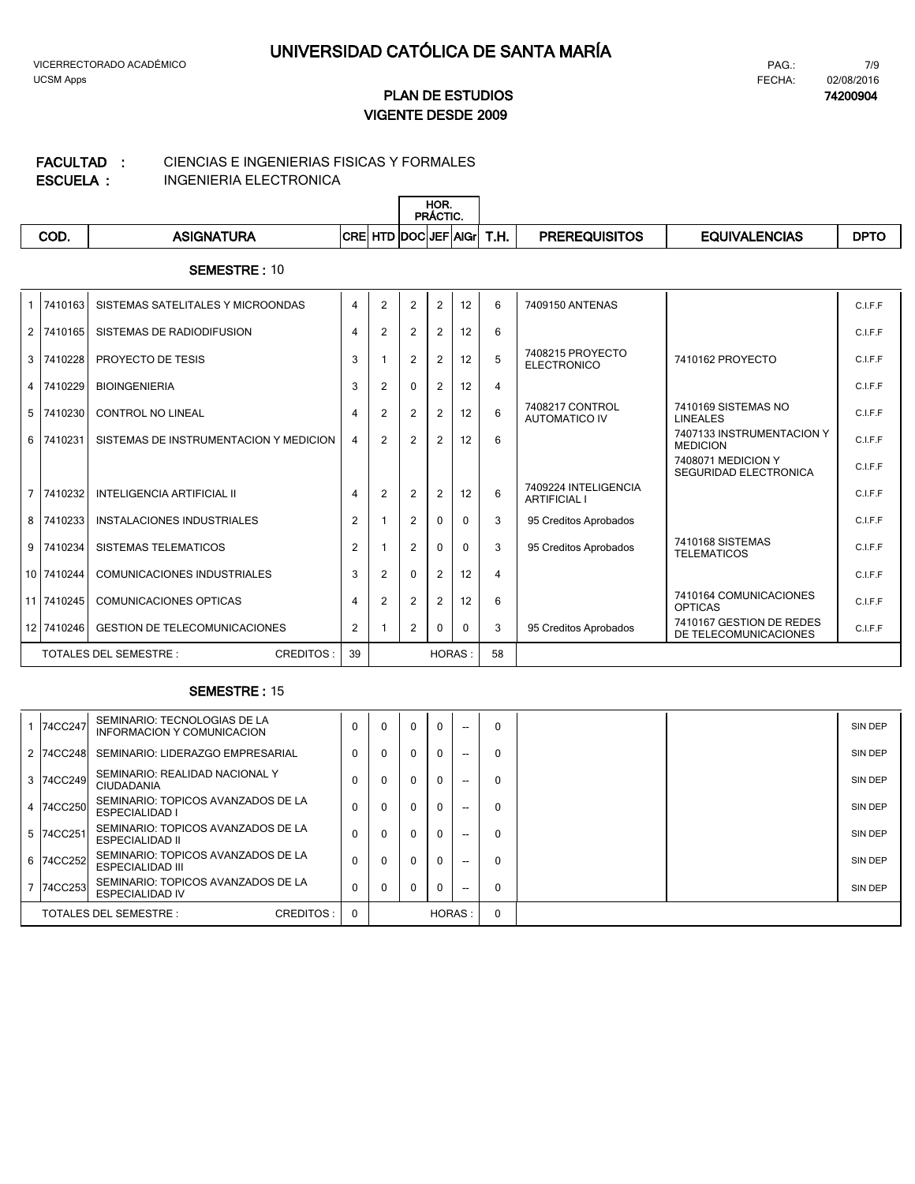# UNIVERSIDAD CATÓLICA DE SANTA MARÍA

VICERRECTORADO ACADÉMICO
UCSM Apps

PAG.: 7/9
FECHA: 02/08/2016
**74200904**

## PLAN DE ESTUDIOS
## VIGENTE DESDE 2009

**FACULTAD :** CIENCIAS E INGENIERIAS FISICAS Y FORMALES
**ESCUELA :** INGENIERIA ELECTRONICA

### SEMESTRE : 10

| | COD. | ASIGNATURA | CRE | HTD | HOR. PRÁCTIC. DOC | JEF | AlGr | T.H. | PREREQUISITOS | EQUIVALENCIAS | DPTO |
|---|---|---|---|---|---|---|---|---|---|---|---|
| 1 | 7410163 | SISTEMAS SATELITALES Y MICROONDAS | 4 | 2 | 2 | 2 | 12 | 6 | 7409150 ANTENAS | | C.I.F.F |
| 2 | 7410165 | SISTEMAS DE RADIODIFUSION | 4 | 2 | 2 | 2 | 12 | 6 | | | C.I.F.F |
| 3 | 7410228 | PROYECTO DE TESIS | 3 | 1 | 2 | 2 | 12 | 5 | 7408215 PROYECTO ELECTRONICO | 7410162 PROYECTO | C.I.F.F |
| 4 | 7410229 | BIOINGENIERIA | 3 | 2 | 0 | 2 | 12 | 4 | | | C.I.F.F |
| 5 | 7410230 | CONTROL NO LINEAL | 4 | 2 | 2 | 2 | 12 | 6 | 7408217 CONTROL AUTOMATICO IV | 7410169 SISTEMAS NO LINEALES | C.I.F.F |
| 6 | 7410231 | SISTEMAS DE INSTRUMENTACION Y MEDICION | 4 | 2 | 2 | 2 | 12 | 6 | | 7407133 INSTRUMENTACION Y MEDICION | C.I.F.F |
| | | | | | | | | | | 7408071 MEDICION Y SEGURIDAD ELECTRONICA | C.I.F.F |
| 7 | 7410232 | INTELIGENCIA ARTIFICIAL II | 4 | 2 | 2 | 2 | 12 | 6 | 7409224 INTELIGENCIA ARTIFICIAL I | | C.I.F.F |
| 8 | 7410233 | INSTALACIONES INDUSTRIALES | 2 | 1 | 2 | 0 | 0 | 3 | 95 Creditos Aprobados | | C.I.F.F |
| 9 | 7410234 | SISTEMAS TELEMATICOS | 2 | 1 | 2 | 0 | 0 | 3 | 95 Creditos Aprobados | 7410168 SISTEMAS TELEMATICOS | C.I.F.F |
| 10 | 7410244 | COMUNICACIONES INDUSTRIALES | 3 | 2 | 0 | 2 | 12 | 4 | | | C.I.F.F |
| 11 | 7410245 | COMUNICACIONES OPTICAS | 4 | 2 | 2 | 2 | 12 | 6 | | 7410164 COMUNICACIONES OPTICAS | C.I.F.F |
| 12 | 7410246 | GESTION DE TELECOMUNICACIONES | 2 | 1 | 2 | 0 | 0 | 3 | 95 Creditos Aprobados | 7410167 GESTION DE REDES DE TELECOMUNICACIONES | C.I.F.F |
| | | TOTALES DEL SEMESTRE : CREDITOS : | 39 | | | HORAS : | | 58 | | | |

### SEMESTRE : 15

| | COD. | ASIGNATURA | CRE | HTD | HOR. PRÁCTIC. DOC | JEF | AlGr | T.H. | PREREQUISITOS | EQUIVALENCIAS | DPTO |
|---|---|---|---|---|---|---|---|---|---|---|---|
| 1 | 74CC247 | SEMINARIO: TECNOLOGIAS DE LA INFORMACION Y COMUNICACION | 0 | 0 | 0 | 0 | -- | 0 | | | SIN DEP |
| 2 | 74CC248 | SEMINARIO: LIDERAZGO EMPRESARIAL | 0 | 0 | 0 | 0 | -- | 0 | | | SIN DEP |
| 3 | 74CC249 | SEMINARIO: REALIDAD NACIONAL Y CIUDADANIA | 0 | 0 | 0 | 0 | -- | 0 | | | SIN DEP |
| 4 | 74CC250 | SEMINARIO: TOPICOS AVANZADOS DE LA ESPECIALIDAD I | 0 | 0 | 0 | 0 | -- | 0 | | | SIN DEP |
| 5 | 74CC251 | SEMINARIO: TOPICOS AVANZADOS DE LA ESPECIALIDAD II | 0 | 0 | 0 | 0 | -- | 0 | | | SIN DEP |
| 6 | 74CC252 | SEMINARIO: TOPICOS AVANZADOS DE LA ESPECIALIDAD III | 0 | 0 | 0 | 0 | -- | 0 | | | SIN DEP |
| 7 | 74CC253 | SEMINARIO: TOPICOS AVANZADOS DE LA ESPECIALIDAD IV | 0 | 0 | 0 | 0 | -- | 0 | | | SIN DEP |
| | | TOTALES DEL SEMESTRE : CREDITOS : | 0 | | | HORAS : | | 0 | | | |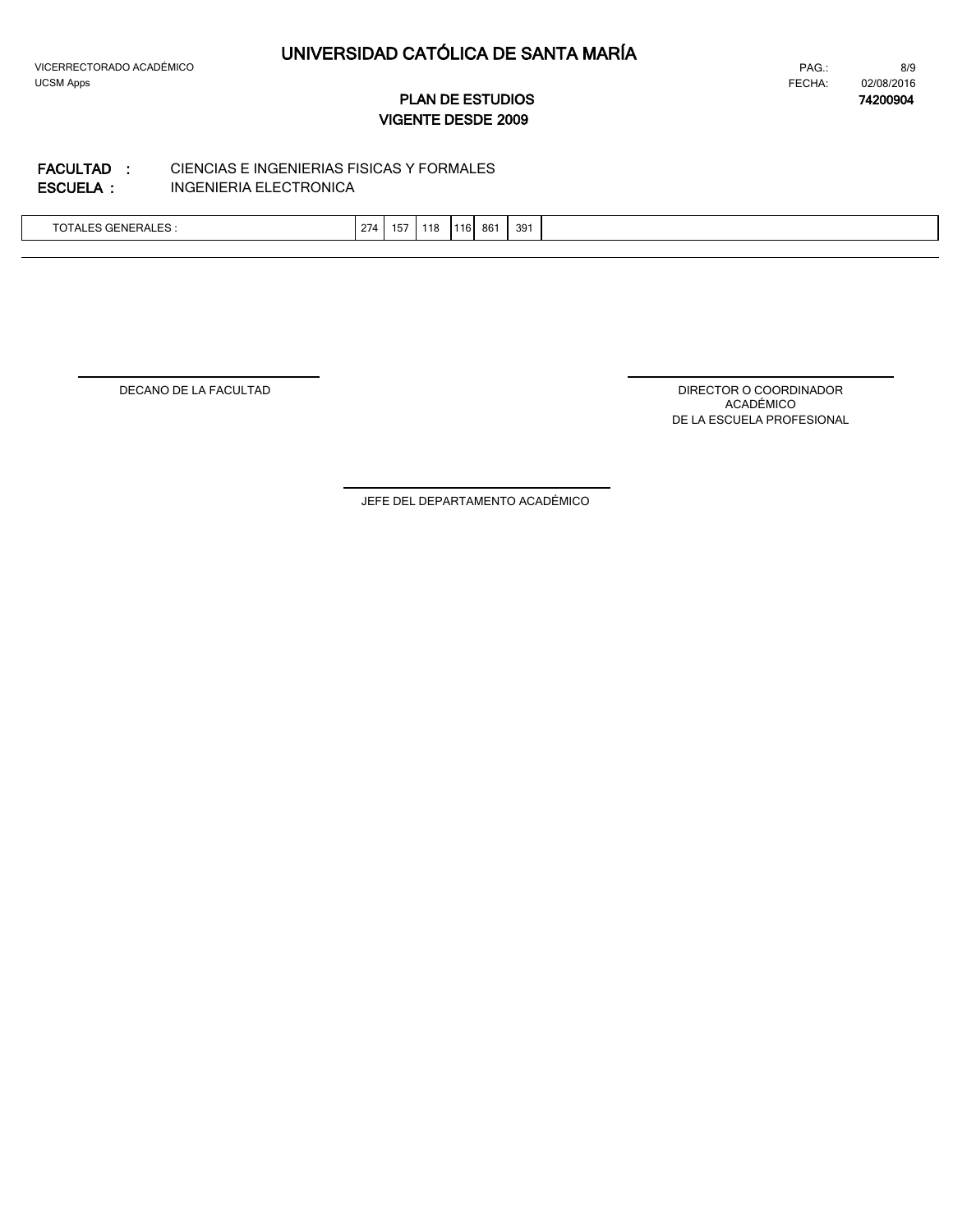# UNIVERSIDAD CATÓLICA DE SANTA MARÍA

VICERRECTORADO ACADÉMICO
UCSM Apps

FECHA: 02/08/2016
**74200904**

## PLAN DE ESTUDIOS
## VIGENTE DESDE 2009

**FACULTAD :** CIENCIAS E INGENIERIAS FISICAS Y FORMALES
**ESCUELA :** INGENIERIA ELECTRONICA

| TOTALES GENERALES : | 274 | 157 | 118 | 116 | 861 | 391 | |
|---|---|---|---|---|---|---|---|

DECANO DE LA FACULTAD

DIRECTOR O COORDINADOR ACADÉMICO DE LA ESCUELA PROFESIONAL

JEFE DEL DEPARTAMENTO ACADÉMICO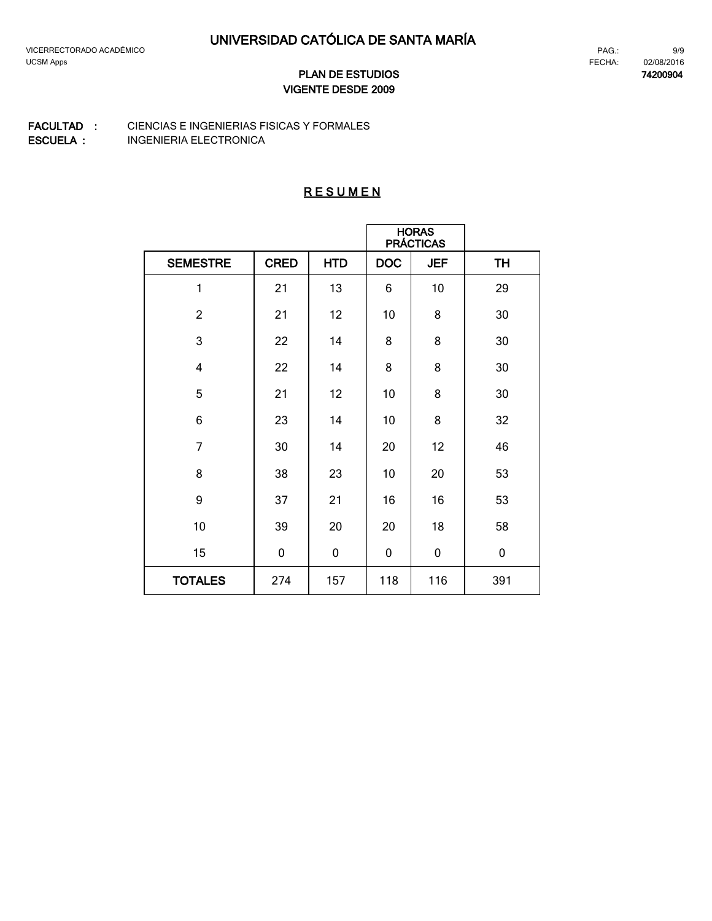# UNIVERSIDAD CATÓLICA DE SANTA MARÍA

VICERRECTORADO ACADÉMICO
UCSM Apps

PAG.: 9/9
FECHA: 02/08/2016
**74200904**

## PLAN DE ESTUDIOS
## VIGENTE DESDE 2009

**FACULTAD :** CIENCIAS E INGENIERIAS FISICAS Y FORMALES
**ESCUELA :** INGENIERIA ELECTRONICA

## R E S U M E N

| | | | HORAS PRÁCTICAS | | |
|---|---|---|---|---|---|
| **SEMESTRE** | **CRED** | **HTD** | **DOC** | **JEF** | **TH** |
| 1 | 21 | 13 | 6 | 10 | 29 |
| 2 | 21 | 12 | 10 | 8 | 30 |
| 3 | 22 | 14 | 8 | 8 | 30 |
| 4 | 22 | 14 | 8 | 8 | 30 |
| 5 | 21 | 12 | 10 | 8 | 30 |
| 6 | 23 | 14 | 10 | 8 | 32 |
| 7 | 30 | 14 | 20 | 12 | 46 |
| 8 | 38 | 23 | 10 | 20 | 53 |
| 9 | 37 | 21 | 16 | 16 | 53 |
| 10 | 39 | 20 | 20 | 18 | 58 |
| 15 | 0 | 0 | 0 | 0 | 0 |
| **TOTALES** | 274 | 157 | 118 | 116 | 391 |